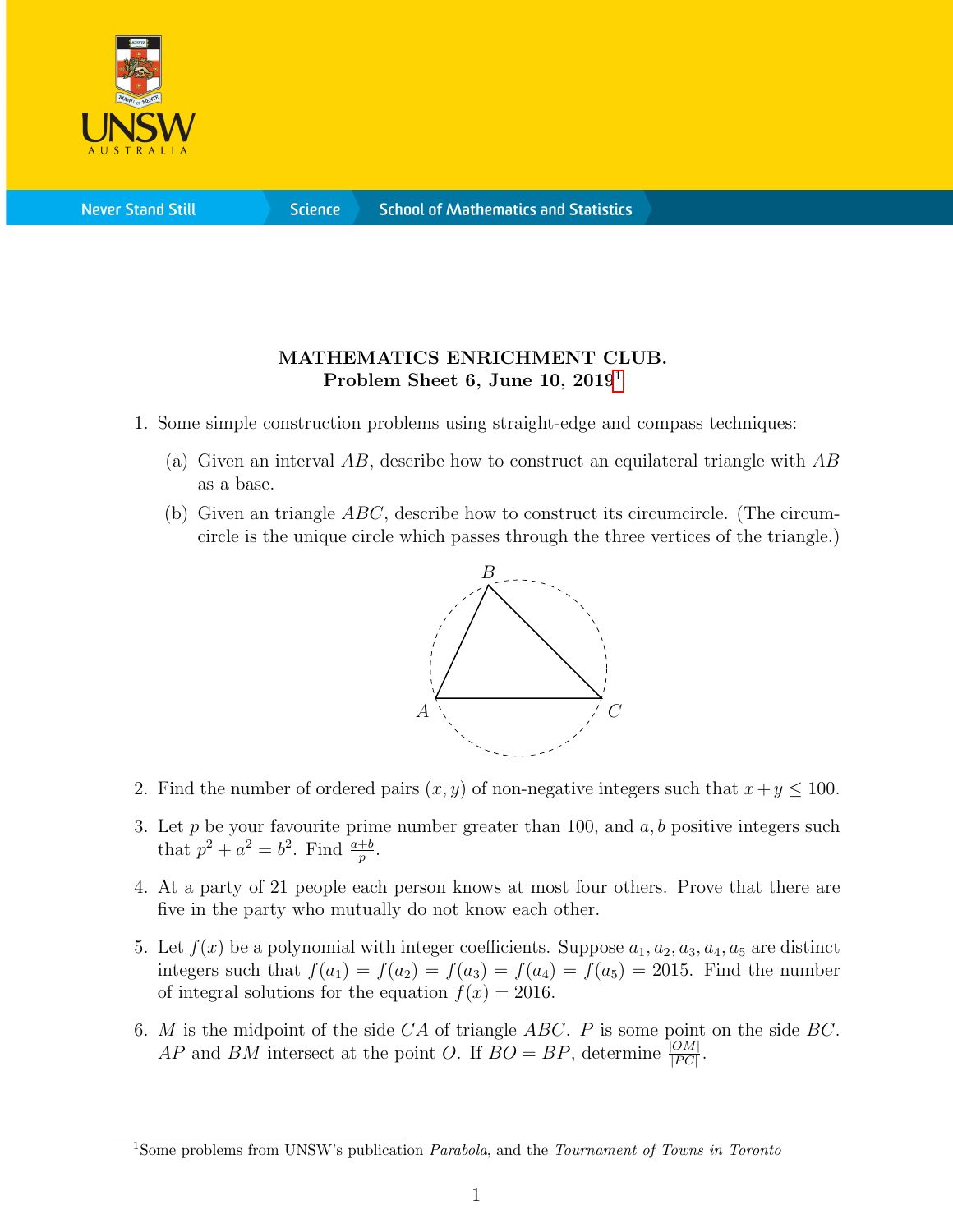# MATHEMATICS ENRICHMENT CLUB.
## Problem Sheet 6, June 10, 2019[1]

1. Some simple construction problems using straight-edge and compass techniques:

   (a) Given an interval $AB$, describe how to construct an equilateral triangle with $AB$ as a base.

   (b) Given an triangle $ABC$, describe how to construct its circumcircle. (The circumcircle is the unique circle which passes through the three vertices of the triangle.)

2. Find the number of ordered pairs $(x, y)$ of non-negative integers such that $x + y \leq 100$.

3. Let $p$ be your favourite prime number greater than 100, and $a, b$ positive integers such that $p^2 + a^2 = b^2$. Find $\frac{a+b}{p}$.

4. At a party of 21 people each person knows at most four others. Prove that there are five in the party who mutually do not know each other.

5. Let $f(x)$ be a polynomial with integer coefficients. Suppose $a_1, a_2, a_3, a_4, a_5$ are distinct integers such that $f(a_1) = f(a_2) = f(a_3) = f(a_4) = f(a_5) = 2015$. Find the number of integral solutions for the equation $f(x) = 2016$.

6. $M$ is the midpoint of the side $CA$ of triangle $ABC$. $P$ is some point on the side $BC$. $AP$ and $BM$ intersect at the point $O$. If $BO = BP$, determine $\frac{|OM|}{|PC|}$.

[1] Some problems from UNSW's publication *Parabola*, and the *Tournament of Towns in Toronto*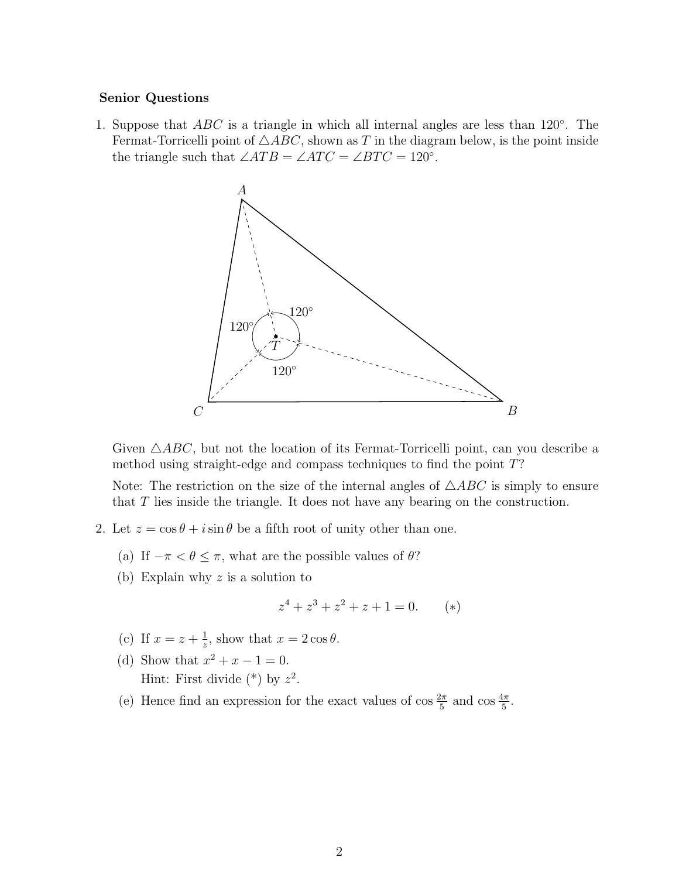**Senior Questions**

1. Suppose that $ABC$ is a triangle in which all internal angles are less than $120°$. The Fermat-Torricelli point of $\triangle ABC$, shown as $T$ in the diagram below, is the point inside the triangle such that $\angle ATB = \angle ATC = \angle BTC = 120°$.

   A

   120°

   120°

   T

   120°

   C

   B

   Given $\triangle ABC$, but not the location of its Fermat-Torricelli point, can you describe a method using straight-edge and compass techniques to find the point $T$?

   Note: The restriction on the size of the internal angles of $\triangle ABC$ is simply to ensure that $T$ lies inside the triangle. It does not have any bearing on the construction.

2. Let $z = \cos\theta + i\sin\theta$ be a fifth root of unity other than one.

   (a) If $-\pi < \theta \leq \pi$, what are the possible values of $\theta$?

   (b) Explain why $z$ is a solution to

   $$z^4 + z^3 + z^2 + z + 1 = 0. \qquad (*)$$

   (c) If $x = z + \frac{1}{z}$, show that $x = 2\cos\theta$.

   (d) Show that $x^2 + x - 1 = 0$.
   Hint: First divide (*) by $z^2$.

   (e) Hence find an expression for the exact values of $\cos\frac{2\pi}{5}$ and $\cos\frac{4\pi}{5}$.